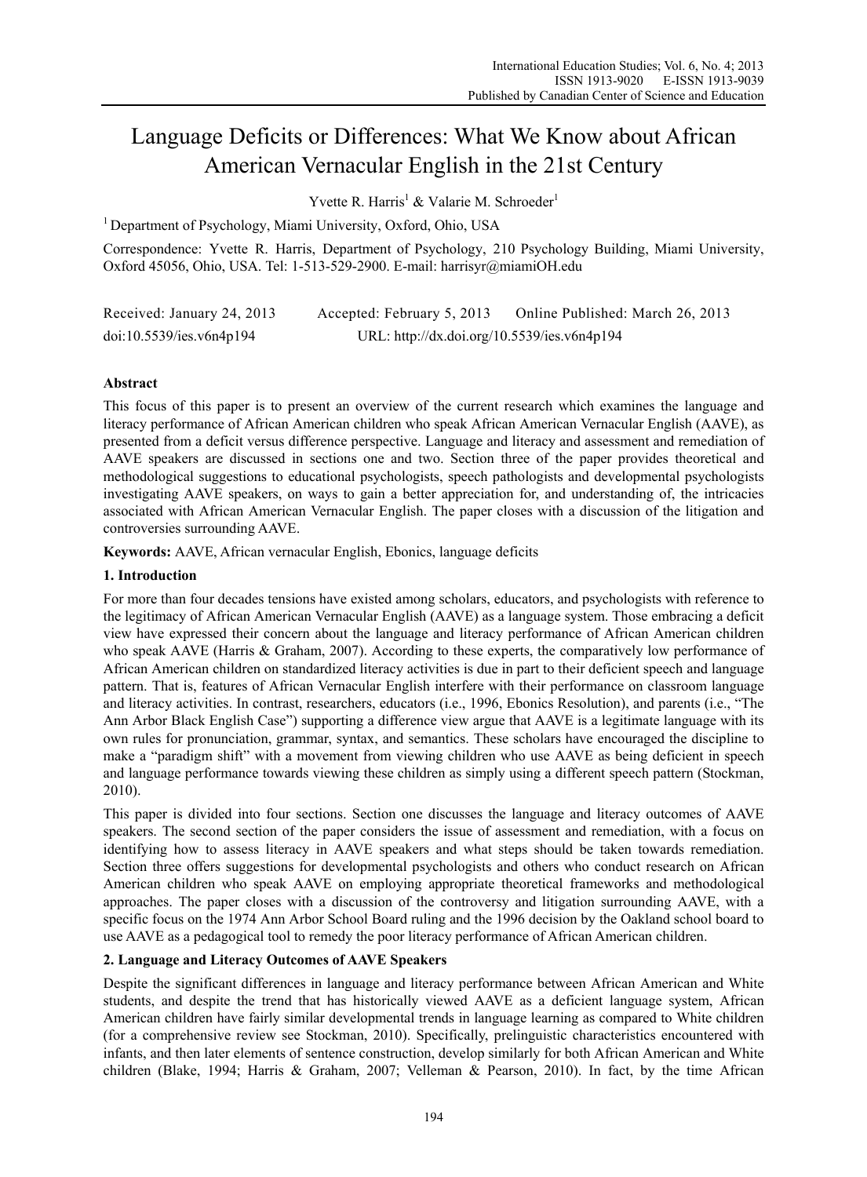# Language Deficits or Differences: What We Know about African American Vernacular English in the 21st Century

Yvette R. Harris[1] & Valarie M. Schroeder[1]

[1] Department of Psychology, Miami University, Oxford, Ohio, USA

Correspondence: Yvette R. Harris, Department of Psychology, 210 Psychology Building, Miami University, Oxford 45056, Ohio, USA. Tel: 1-513-529-2900. E-mail: harrisyr@miamiOH.edu

Received: January 24, 2013 Accepted: February 5, 2013 Online Published: March 26, 2013

doi:10.5539/ies.v6n4p194 URL: http://dx.doi.org/10.5539/ies.v6n4p194

## Abstract

This focus of this paper is to present an overview of the current research which examines the language and literacy performance of African American children who speak African American Vernacular English (AAVE), as presented from a deficit versus difference perspective. Language and literacy and assessment and remediation of AAVE speakers are discussed in sections one and two. Section three of the paper provides theoretical and methodological suggestions to educational psychologists, speech pathologists and developmental psychologists investigating AAVE speakers, on ways to gain a better appreciation for, and understanding of, the intricacies associated with African American Vernacular English. The paper closes with a discussion of the litigation and controversies surrounding AAVE.

**Keywords:** AAVE, African vernacular English, Ebonics, language deficits

## 1. Introduction

For more than four decades tensions have existed among scholars, educators, and psychologists with reference to the legitimacy of African American Vernacular English (AAVE) as a language system. Those embracing a deficit view have expressed their concern about the language and literacy performance of African American children who speak AAVE (Harris & Graham, 2007). According to these experts, the comparatively low performance of African American children on standardized literacy activities is due in part to their deficient speech and language pattern. That is, features of African Vernacular English interfere with their performance on classroom language and literacy activities. In contrast, researchers, educators (i.e., 1996, Ebonics Resolution), and parents (i.e., "The Ann Arbor Black English Case") supporting a difference view argue that AAVE is a legitimate language with its own rules for pronunciation, grammar, syntax, and semantics. These scholars have encouraged the discipline to make a "paradigm shift" with a movement from viewing children who use AAVE as being deficient in speech and language performance towards viewing these children as simply using a different speech pattern (Stockman, 2010).

This paper is divided into four sections. Section one discusses the language and literacy outcomes of AAVE speakers. The second section of the paper considers the issue of assessment and remediation, with a focus on identifying how to assess literacy in AAVE speakers and what steps should be taken towards remediation. Section three offers suggestions for developmental psychologists and others who conduct research on African American children who speak AAVE on employing appropriate theoretical frameworks and methodological approaches. The paper closes with a discussion of the controversy and litigation surrounding AAVE, with a specific focus on the 1974 Ann Arbor School Board ruling and the 1996 decision by the Oakland school board to use AAVE as a pedagogical tool to remedy the poor literacy performance of African American children.

## 2. Language and Literacy Outcomes of AAVE Speakers

Despite the significant differences in language and literacy performance between African American and White students, and despite the trend that has historically viewed AAVE as a deficient language system, African American children have fairly similar developmental trends in language learning as compared to White children (for a comprehensive review see Stockman, 2010). Specifically, prelinguistic characteristics encountered with infants, and then later elements of sentence construction, develop similarly for both African American and White children (Blake, 1994; Harris & Graham, 2007; Velleman & Pearson, 2010). In fact, by the time African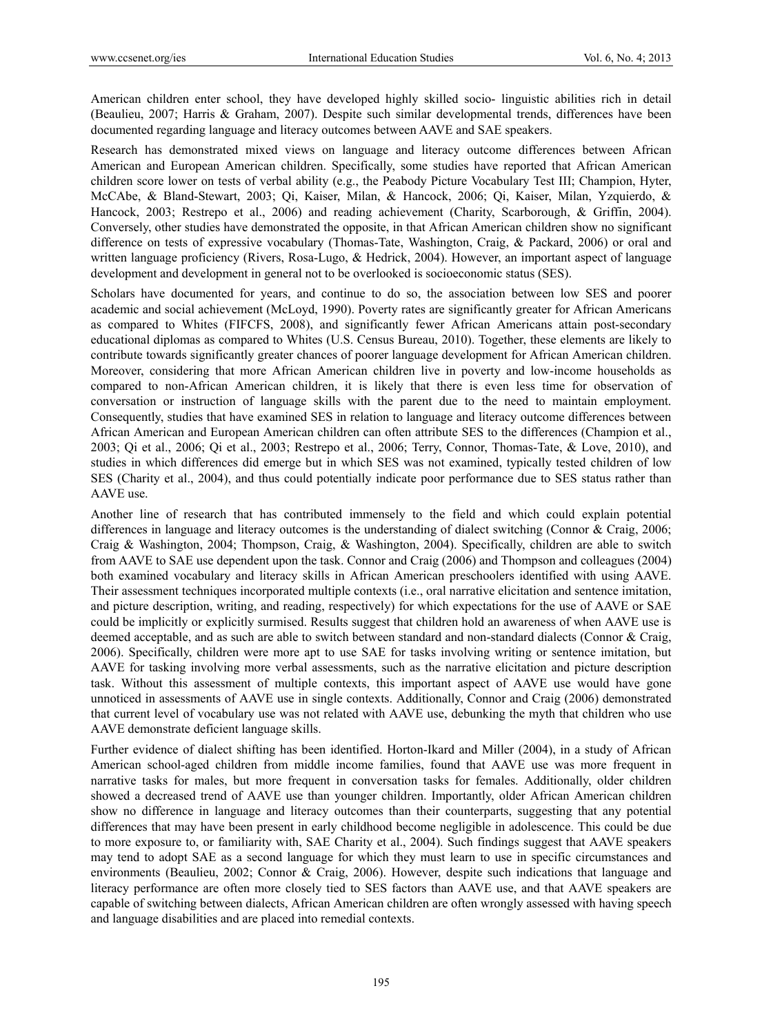American children enter school, they have developed highly skilled socio- linguistic abilities rich in detail (Beaulieu, 2007; Harris & Graham, 2007). Despite such similar developmental trends, differences have been documented regarding language and literacy outcomes between AAVE and SAE speakers.

Research has demonstrated mixed views on language and literacy outcome differences between African American and European American children. Specifically, some studies have reported that African American children score lower on tests of verbal ability (e.g., the Peabody Picture Vocabulary Test III; Champion, Hyter, McCAbe, & Bland-Stewart, 2003; Qi, Kaiser, Milan, & Hancock, 2006; Qi, Kaiser, Milan, Yzquierdo, & Hancock, 2003; Restrepo et al., 2006) and reading achievement (Charity, Scarborough, & Griffin, 2004). Conversely, other studies have demonstrated the opposite, in that African American children show no significant difference on tests of expressive vocabulary (Thomas-Tate, Washington, Craig, & Packard, 2006) or oral and written language proficiency (Rivers, Rosa-Lugo, & Hedrick, 2004). However, an important aspect of language development and development in general not to be overlooked is socioeconomic status (SES).

Scholars have documented for years, and continue to do so, the association between low SES and poorer academic and social achievement (McLoyd, 1990). Poverty rates are significantly greater for African Americans as compared to Whites (FIFCFS, 2008), and significantly fewer African Americans attain post-secondary educational diplomas as compared to Whites (U.S. Census Bureau, 2010). Together, these elements are likely to contribute towards significantly greater chances of poorer language development for African American children. Moreover, considering that more African American children live in poverty and low-income households as compared to non-African American children, it is likely that there is even less time for observation of conversation or instruction of language skills with the parent due to the need to maintain employment. Consequently, studies that have examined SES in relation to language and literacy outcome differences between African American and European American children can often attribute SES to the differences (Champion et al., 2003; Qi et al., 2006; Qi et al., 2003; Restrepo et al., 2006; Terry, Connor, Thomas-Tate, & Love, 2010), and studies in which differences did emerge but in which SES was not examined, typically tested children of low SES (Charity et al., 2004), and thus could potentially indicate poor performance due to SES status rather than AAVE use.

Another line of research that has contributed immensely to the field and which could explain potential differences in language and literacy outcomes is the understanding of dialect switching (Connor & Craig, 2006; Craig & Washington, 2004; Thompson, Craig, & Washington, 2004). Specifically, children are able to switch from AAVE to SAE use dependent upon the task. Connor and Craig (2006) and Thompson and colleagues (2004) both examined vocabulary and literacy skills in African American preschoolers identified with using AAVE. Their assessment techniques incorporated multiple contexts (i.e., oral narrative elicitation and sentence imitation, and picture description, writing, and reading, respectively) for which expectations for the use of AAVE or SAE could be implicitly or explicitly surmised. Results suggest that children hold an awareness of when AAVE use is deemed acceptable, and as such are able to switch between standard and non-standard dialects (Connor & Craig, 2006). Specifically, children were more apt to use SAE for tasks involving writing or sentence imitation, but AAVE for tasking involving more verbal assessments, such as the narrative elicitation and picture description task. Without this assessment of multiple contexts, this important aspect of AAVE use would have gone unnoticed in assessments of AAVE use in single contexts. Additionally, Connor and Craig (2006) demonstrated that current level of vocabulary use was not related with AAVE use, debunking the myth that children who use AAVE demonstrate deficient language skills.

Further evidence of dialect shifting has been identified. Horton-Ikard and Miller (2004), in a study of African American school-aged children from middle income families, found that AAVE use was more frequent in narrative tasks for males, but more frequent in conversation tasks for females. Additionally, older children showed a decreased trend of AAVE use than younger children. Importantly, older African American children show no difference in language and literacy outcomes than their counterparts, suggesting that any potential differences that may have been present in early childhood become negligible in adolescence. This could be due to more exposure to, or familiarity with, SAE Charity et al., 2004). Such findings suggest that AAVE speakers may tend to adopt SAE as a second language for which they must learn to use in specific circumstances and environments (Beaulieu, 2002; Connor & Craig, 2006). However, despite such indications that language and literacy performance are often more closely tied to SES factors than AAVE use, and that AAVE speakers are capable of switching between dialects, African American children are often wrongly assessed with having speech and language disabilities and are placed into remedial contexts.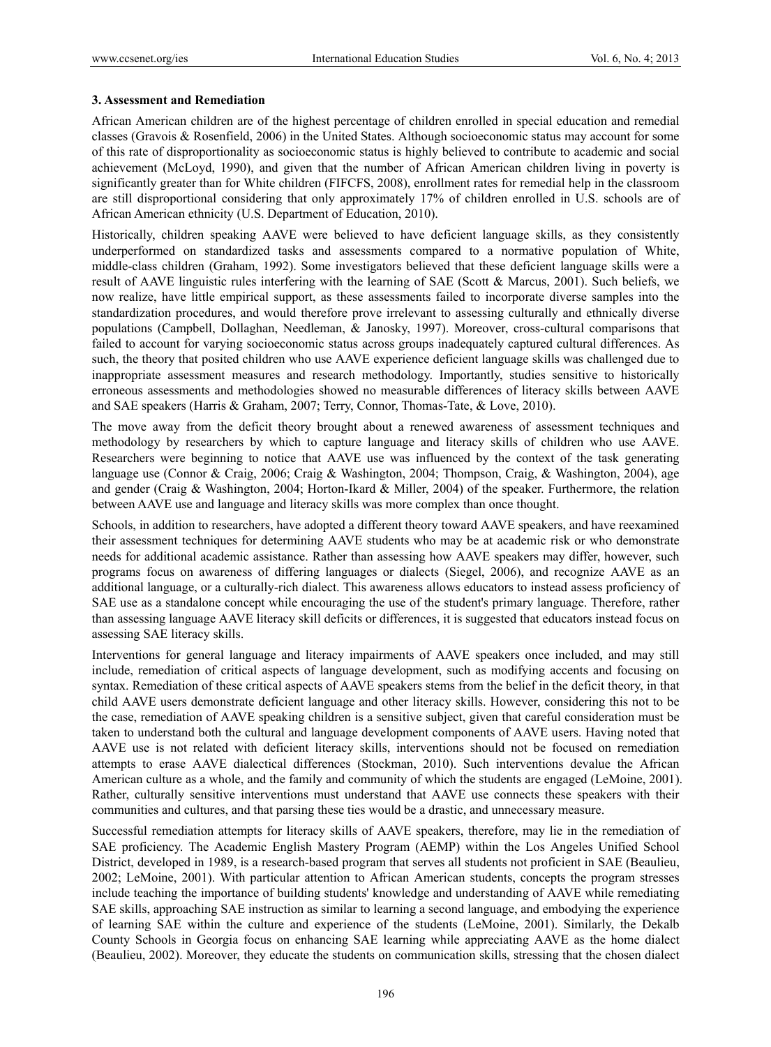### 3. Assessment and Remediation

African American children are of the highest percentage of children enrolled in special education and remedial classes (Gravois & Rosenfield, 2006) in the United States. Although socioeconomic status may account for some of this rate of disproportionality as socioeconomic status is highly believed to contribute to academic and social achievement (McLoyd, 1990), and given that the number of African American children living in poverty is significantly greater than for White children (FIFCFS, 2008), enrollment rates for remedial help in the classroom are still disproportional considering that only approximately 17% of children enrolled in U.S. schools are of African American ethnicity (U.S. Department of Education, 2010).

Historically, children speaking AAVE were believed to have deficient language skills, as they consistently underperformed on standardized tasks and assessments compared to a normative population of White, middle-class children (Graham, 1992). Some investigators believed that these deficient language skills were a result of AAVE linguistic rules interfering with the learning of SAE (Scott & Marcus, 2001). Such beliefs, we now realize, have little empirical support, as these assessments failed to incorporate diverse samples into the standardization procedures, and would therefore prove irrelevant to assessing culturally and ethnically diverse populations (Campbell, Dollaghan, Needleman, & Janosky, 1997). Moreover, cross-cultural comparisons that failed to account for varying socioeconomic status across groups inadequately captured cultural differences. As such, the theory that posited children who use AAVE experience deficient language skills was challenged due to inappropriate assessment measures and research methodology. Importantly, studies sensitive to historically erroneous assessments and methodologies showed no measurable differences of literacy skills between AAVE and SAE speakers (Harris & Graham, 2007; Terry, Connor, Thomas-Tate, & Love, 2010).

The move away from the deficit theory brought about a renewed awareness of assessment techniques and methodology by researchers by which to capture language and literacy skills of children who use AAVE. Researchers were beginning to notice that AAVE use was influenced by the context of the task generating language use (Connor & Craig, 2006; Craig & Washington, 2004; Thompson, Craig, & Washington, 2004), age and gender (Craig & Washington, 2004; Horton-Ikard & Miller, 2004) of the speaker. Furthermore, the relation between AAVE use and language and literacy skills was more complex than once thought.

Schools, in addition to researchers, have adopted a different theory toward AAVE speakers, and have reexamined their assessment techniques for determining AAVE students who may be at academic risk or who demonstrate needs for additional academic assistance. Rather than assessing how AAVE speakers may differ, however, such programs focus on awareness of differing languages or dialects (Siegel, 2006), and recognize AAVE as an additional language, or a culturally-rich dialect. This awareness allows educators to instead assess proficiency of SAE use as a standalone concept while encouraging the use of the student's primary language. Therefore, rather than assessing language AAVE literacy skill deficits or differences, it is suggested that educators instead focus on assessing SAE literacy skills.

Interventions for general language and literacy impairments of AAVE speakers once included, and may still include, remediation of critical aspects of language development, such as modifying accents and focusing on syntax. Remediation of these critical aspects of AAVE speakers stems from the belief in the deficit theory, in that child AAVE users demonstrate deficient language and other literacy skills. However, considering this not to be the case, remediation of AAVE speaking children is a sensitive subject, given that careful consideration must be taken to understand both the cultural and language development components of AAVE users. Having noted that AAVE use is not related with deficient literacy skills, interventions should not be focused on remediation attempts to erase AAVE dialectical differences (Stockman, 2010). Such interventions devalue the African American culture as a whole, and the family and community of which the students are engaged (LeMoine, 2001). Rather, culturally sensitive interventions must understand that AAVE use connects these speakers with their communities and cultures, and that parsing these ties would be a drastic, and unnecessary measure.

Successful remediation attempts for literacy skills of AAVE speakers, therefore, may lie in the remediation of SAE proficiency. The Academic English Mastery Program (AEMP) within the Los Angeles Unified School District, developed in 1989, is a research-based program that serves all students not proficient in SAE (Beaulieu, 2002; LeMoine, 2001). With particular attention to African American students, concepts the program stresses include teaching the importance of building students' knowledge and understanding of AAVE while remediating SAE skills, approaching SAE instruction as similar to learning a second language, and embodying the experience of learning SAE within the culture and experience of the students (LeMoine, 2001). Similarly, the Dekalb County Schools in Georgia focus on enhancing SAE learning while appreciating AAVE as the home dialect (Beaulieu, 2002). Moreover, they educate the students on communication skills, stressing that the chosen dialect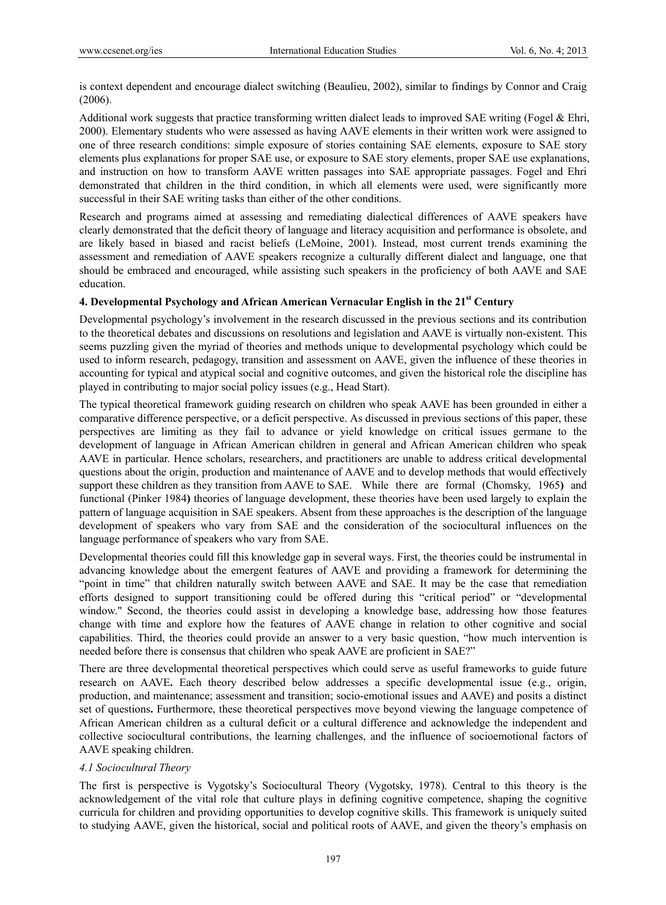is context dependent and encourage dialect switching (Beaulieu, 2002), similar to findings by Connor and Craig (2006).

Additional work suggests that practice transforming written dialect leads to improved SAE writing (Fogel & Ehri, 2000). Elementary students who were assessed as having AAVE elements in their written work were assigned to one of three research conditions: simple exposure of stories containing SAE elements, exposure to SAE story elements plus explanations for proper SAE use, or exposure to SAE story elements, proper SAE use explanations, and instruction on how to transform AAVE written passages into SAE appropriate passages. Fogel and Ehri demonstrated that children in the third condition, in which all elements were used, were significantly more successful in their SAE writing tasks than either of the other conditions.

Research and programs aimed at assessing and remediating dialectical differences of AAVE speakers have clearly demonstrated that the deficit theory of language and literacy acquisition and performance is obsolete, and are likely based in biased and racist beliefs (LeMoine, 2001). Instead, most current trends examining the assessment and remediation of AAVE speakers recognize a culturally different dialect and language, one that should be embraced and encouraged, while assisting such speakers in the proficiency of both AAVE and SAE education.

## 4. Developmental Psychology and African American Vernacular English in the 21st Century

Developmental psychology's involvement in the research discussed in the previous sections and its contribution to the theoretical debates and discussions on resolutions and legislation and AAVE is virtually non-existent. This seems puzzling given the myriad of theories and methods unique to developmental psychology which could be used to inform research, pedagogy, transition and assessment on AAVE, given the influence of these theories in accounting for typical and atypical social and cognitive outcomes, and given the historical role the discipline has played in contributing to major social policy issues (e.g., Head Start).

The typical theoretical framework guiding research on children who speak AAVE has been grounded in either a comparative difference perspective, or a deficit perspective. As discussed in previous sections of this paper, these perspectives are limiting as they fail to advance or yield knowledge on critical issues germane to the development of language in African American children in general and African American children who speak AAVE in particular. Hence scholars, researchers, and practitioners are unable to address critical developmental questions about the origin, production and maintenance of AAVE and to develop methods that would effectively support these children as they transition from AAVE to SAE. While there are formal (Chomsky, 1965**)** and functional (Pinker 1984**)** theories of language development, these theories have been used largely to explain the pattern of language acquisition in SAE speakers. Absent from these approaches is the description of the language development of speakers who vary from SAE and the consideration of the sociocultural influences on the language performance of speakers who vary from SAE.

Developmental theories could fill this knowledge gap in several ways. First, the theories could be instrumental in advancing knowledge about the emergent features of AAVE and providing a framework for determining the "point in time" that children naturally switch between AAVE and SAE. It may be the case that remediation efforts designed to support transitioning could be offered during this "critical period" or "developmental window." Second, the theories could assist in developing a knowledge base, addressing how those features change with time and explore how the features of AAVE change in relation to other cognitive and social capabilities. Third, the theories could provide an answer to a very basic question, "how much intervention is needed before there is consensus that children who speak AAVE are proficient in SAE?"

There are three developmental theoretical perspectives which could serve as useful frameworks to guide future research on AAVE**.** Each theory described below addresses a specific developmental issue (e.g., origin, production, and maintenance; assessment and transition; socio-emotional issues and AAVE) and posits a distinct set of questions**.** Furthermore, these theoretical perspectives move beyond viewing the language competence of African American children as a cultural deficit or a cultural difference and acknowledge the independent and collective sociocultural contributions, the learning challenges, and the influence of socioemotional factors of AAVE speaking children.

### *4.1 Sociocultural Theory*

The first is perspective is Vygotsky's Sociocultural Theory (Vygotsky, 1978). Central to this theory is the acknowledgement of the vital role that culture plays in defining cognitive competence, shaping the cognitive curricula for children and providing opportunities to develop cognitive skills. This framework is uniquely suited to studying AAVE, given the historical, social and political roots of AAVE, and given the theory's emphasis on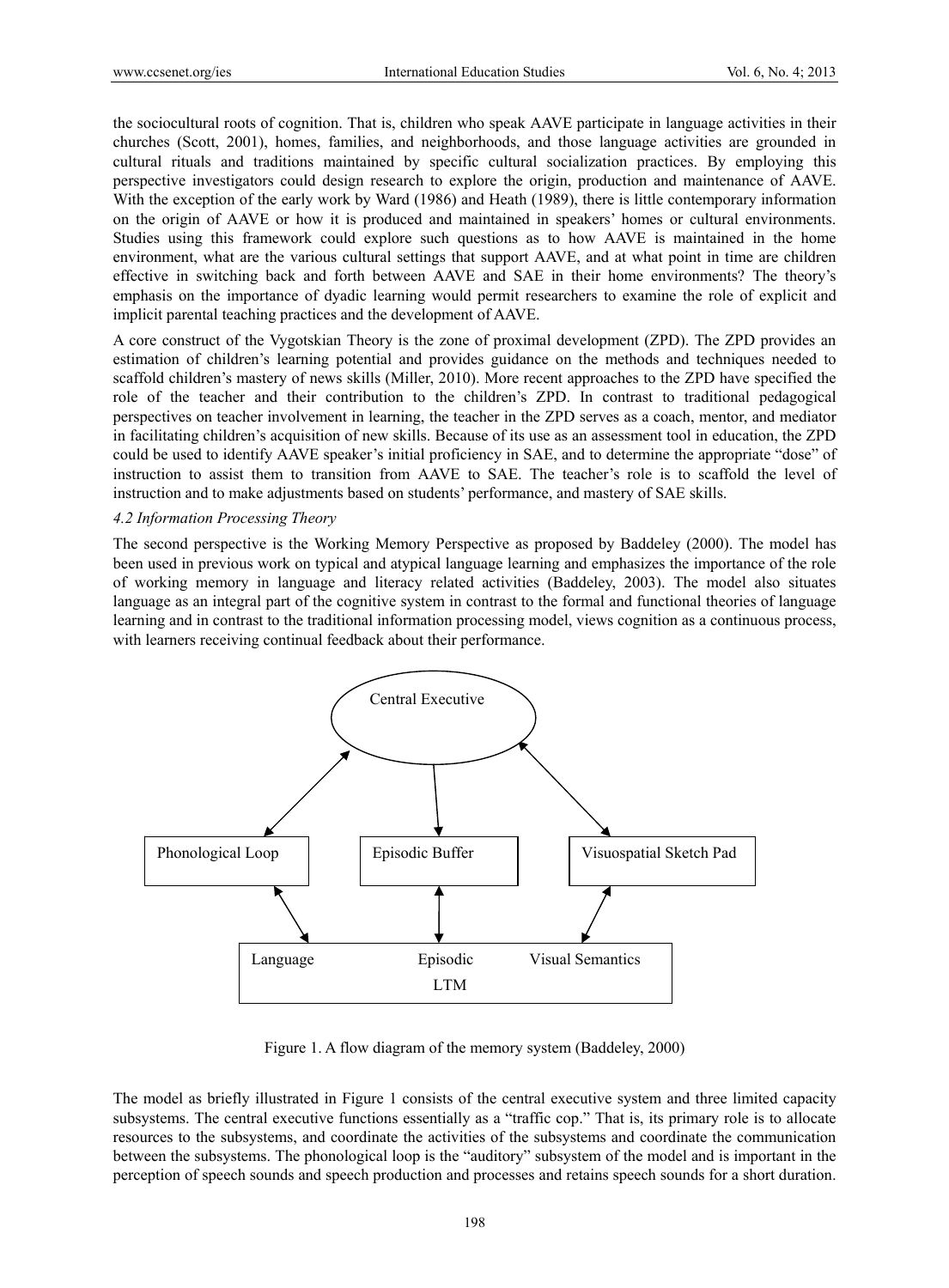the sociocultural roots of cognition. That is, children who speak AAVE participate in language activities in their churches (Scott, 2001), homes, families, and neighborhoods, and those language activities are grounded in cultural rituals and traditions maintained by specific cultural socialization practices. By employing this perspective investigators could design research to explore the origin, production and maintenance of AAVE. With the exception of the early work by Ward (1986) and Heath (1989), there is little contemporary information on the origin of AAVE or how it is produced and maintained in speakers' homes or cultural environments. Studies using this framework could explore such questions as to how AAVE is maintained in the home environment, what are the various cultural settings that support AAVE, and at what point in time are children effective in switching back and forth between AAVE and SAE in their home environments? The theory's emphasis on the importance of dyadic learning would permit researchers to examine the role of explicit and implicit parental teaching practices and the development of AAVE.

A core construct of the Vygotskian Theory is the zone of proximal development (ZPD). The ZPD provides an estimation of children's learning potential and provides guidance on the methods and techniques needed to scaffold children's mastery of news skills (Miller, 2010). More recent approaches to the ZPD have specified the role of the teacher and their contribution to the children's ZPD. In contrast to traditional pedagogical perspectives on teacher involvement in learning, the teacher in the ZPD serves as a coach, mentor, and mediator in facilitating children's acquisition of new skills. Because of its use as an assessment tool in education, the ZPD could be used to identify AAVE speaker's initial proficiency in SAE, and to determine the appropriate "dose" of instruction to assist them to transition from AAVE to SAE. The teacher's role is to scaffold the level of instruction and to make adjustments based on students' performance, and mastery of SAE skills.

### *4.2 Information Processing Theory*

The second perspective is the Working Memory Perspective as proposed by Baddeley (2000). The model has been used in previous work on typical and atypical language learning and emphasizes the importance of the role of working memory in language and literacy related activities (Baddeley, 2003). The model also situates language as an integral part of the cognitive system in contrast to the formal and functional theories of language learning and in contrast to the traditional information processing model, views cognition as a continuous process, with learners receiving continual feedback about their performance.

Central Executive

Phonological Loop | Episodic Buffer | Visuospatial Sketch Pad

Language | Episodic LTM | Visual Semantics

Figure 1. A flow diagram of the memory system (Baddeley, 2000)

The model as briefly illustrated in Figure 1 consists of the central executive system and three limited capacity subsystems. The central executive functions essentially as a "traffic cop." That is, its primary role is to allocate resources to the subsystems, and coordinate the activities of the subsystems and coordinate the communication between the subsystems. The phonological loop is the "auditory" subsystem of the model and is important in the perception of speech sounds and speech production and processes and retains speech sounds for a short duration.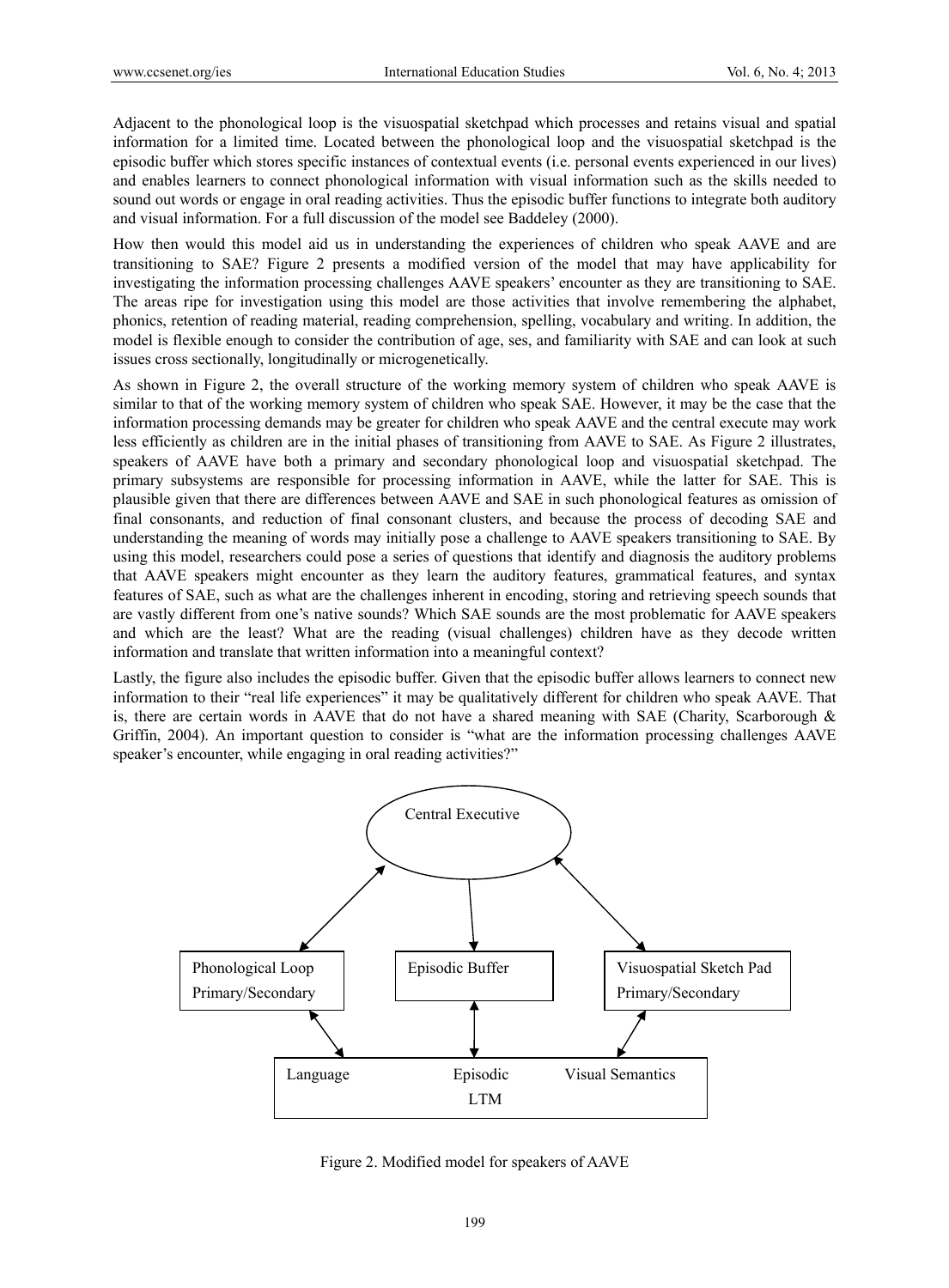Adjacent to the phonological loop is the visuospatial sketchpad which processes and retains visual and spatial information for a limited time. Located between the phonological loop and the visuospatial sketchpad is the episodic buffer which stores specific instances of contextual events (i.e. personal events experienced in our lives) and enables learners to connect phonological information with visual information such as the skills needed to sound out words or engage in oral reading activities. Thus the episodic buffer functions to integrate both auditory and visual information. For a full discussion of the model see Baddeley (2000).

How then would this model aid us in understanding the experiences of children who speak AAVE and are transitioning to SAE? Figure 2 presents a modified version of the model that may have applicability for investigating the information processing challenges AAVE speakers' encounter as they are transitioning to SAE. The areas ripe for investigation using this model are those activities that involve remembering the alphabet, phonics, retention of reading material, reading comprehension, spelling, vocabulary and writing. In addition, the model is flexible enough to consider the contribution of age, ses, and familiarity with SAE and can look at such issues cross sectionally, longitudinally or microgenetically.

As shown in Figure 2, the overall structure of the working memory system of children who speak AAVE is similar to that of the working memory system of children who speak SAE. However, it may be the case that the information processing demands may be greater for children who speak AAVE and the central execute may work less efficiently as children are in the initial phases of transitioning from AAVE to SAE. As Figure 2 illustrates, speakers of AAVE have both a primary and secondary phonological loop and visuospatial sketchpad. The primary subsystems are responsible for processing information in AAVE, while the latter for SAE. This is plausible given that there are differences between AAVE and SAE in such phonological features as omission of final consonants, and reduction of final consonant clusters, and because the process of decoding SAE and understanding the meaning of words may initially pose a challenge to AAVE speakers transitioning to SAE. By using this model, researchers could pose a series of questions that identify and diagnosis the auditory problems that AAVE speakers might encounter as they learn the auditory features, grammatical features, and syntax features of SAE, such as what are the challenges inherent in encoding, storing and retrieving speech sounds that are vastly different from one's native sounds? Which SAE sounds are the most problematic for AAVE speakers and which are the least? What are the reading (visual challenges) children have as they decode written information and translate that written information into a meaningful context?

Lastly, the figure also includes the episodic buffer. Given that the episodic buffer allows learners to connect new information to their "real life experiences" it may be qualitatively different for children who speak AAVE. That is, there are certain words in AAVE that do not have a shared meaning with SAE (Charity, Scarborough & Griffin, 2004). An important question to consider is "what are the information processing challenges AAVE speaker's encounter, while engaging in oral reading activities?"

Central Executive

Phonological Loop
Primary/Secondary

Episodic Buffer

Visuospatial Sketch Pad
Primary/Secondary

Language

Episodic
LTM

Visual Semantics

Figure 2. Modified model for speakers of AAVE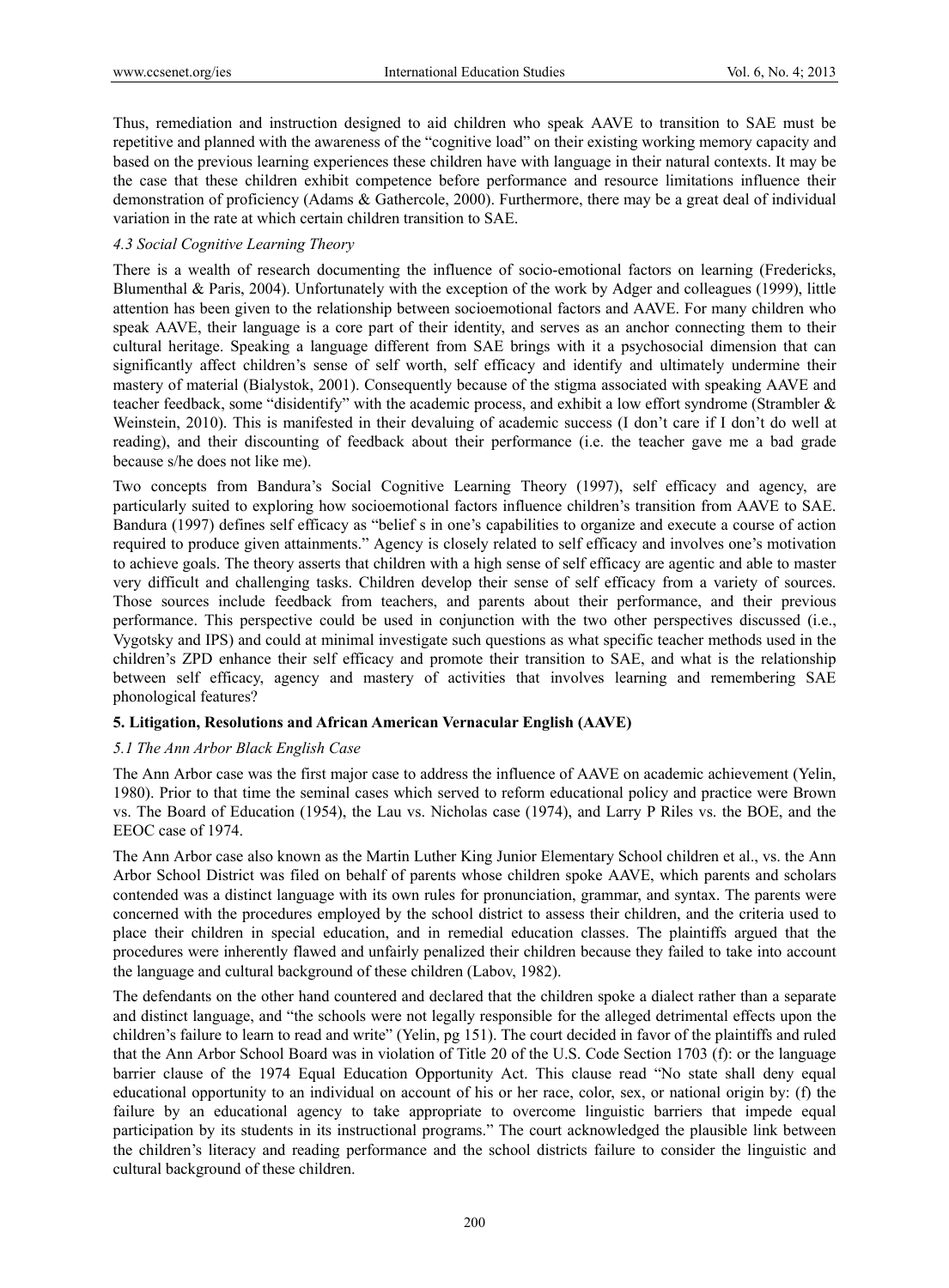Thus, remediation and instruction designed to aid children who speak AAVE to transition to SAE must be repetitive and planned with the awareness of the "cognitive load" on their existing working memory capacity and based on the previous learning experiences these children have with language in their natural contexts. It may be the case that these children exhibit competence before performance and resource limitations influence their demonstration of proficiency (Adams & Gathercole, 2000). Furthermore, there may be a great deal of individual variation in the rate at which certain children transition to SAE.

### *4.3 Social Cognitive Learning Theory*

There is a wealth of research documenting the influence of socio-emotional factors on learning (Fredericks, Blumenthal & Paris, 2004). Unfortunately with the exception of the work by Adger and colleagues (1999), little attention has been given to the relationship between socioemotional factors and AAVE. For many children who speak AAVE, their language is a core part of their identity, and serves as an anchor connecting them to their cultural heritage. Speaking a language different from SAE brings with it a psychosocial dimension that can significantly affect children's sense of self worth, self efficacy and identify and ultimately undermine their mastery of material (Bialystok, 2001). Consequently because of the stigma associated with speaking AAVE and teacher feedback, some "disidentify" with the academic process, and exhibit a low effort syndrome (Strambler & Weinstein, 2010). This is manifested in their devaluing of academic success (I don't care if I don't do well at reading), and their discounting of feedback about their performance (i.e. the teacher gave me a bad grade because s/he does not like me).

Two concepts from Bandura's Social Cognitive Learning Theory (1997), self efficacy and agency, are particularly suited to exploring how socioemotional factors influence children's transition from AAVE to SAE. Bandura (1997) defines self efficacy as "belief s in one's capabilities to organize and execute a course of action required to produce given attainments." Agency is closely related to self efficacy and involves one's motivation to achieve goals. The theory asserts that children with a high sense of self efficacy are agentic and able to master very difficult and challenging tasks. Children develop their sense of self efficacy from a variety of sources. Those sources include feedback from teachers, and parents about their performance, and their previous performance. This perspective could be used in conjunction with the two other perspectives discussed (i.e., Vygotsky and IPS) and could at minimal investigate such questions as what specific teacher methods used in the children's ZPD enhance their self efficacy and promote their transition to SAE, and what is the relationship between self efficacy, agency and mastery of activities that involves learning and remembering SAE phonological features?

## **5. Litigation, Resolutions and African American Vernacular English (AAVE)**

### *5.1 The Ann Arbor Black English Case*

The Ann Arbor case was the first major case to address the influence of AAVE on academic achievement (Yelin, 1980). Prior to that time the seminal cases which served to reform educational policy and practice were Brown vs. The Board of Education (1954), the Lau vs. Nicholas case (1974), and Larry P Riles vs. the BOE, and the EEOC case of 1974.

The Ann Arbor case also known as the Martin Luther King Junior Elementary School children et al., vs. the Ann Arbor School District was filed on behalf of parents whose children spoke AAVE, which parents and scholars contended was a distinct language with its own rules for pronunciation, grammar, and syntax. The parents were concerned with the procedures employed by the school district to assess their children, and the criteria used to place their children in special education, and in remedial education classes. The plaintiffs argued that the procedures were inherently flawed and unfairly penalized their children because they failed to take into account the language and cultural background of these children (Labov, 1982).

The defendants on the other hand countered and declared that the children spoke a dialect rather than a separate and distinct language, and "the schools were not legally responsible for the alleged detrimental effects upon the children's failure to learn to read and write" (Yelin, pg 151). The court decided in favor of the plaintiffs and ruled that the Ann Arbor School Board was in violation of Title 20 of the U.S. Code Section 1703 (f): or the language barrier clause of the 1974 Equal Education Opportunity Act. This clause read "No state shall deny equal educational opportunity to an individual on account of his or her race, color, sex, or national origin by: (f) the failure by an educational agency to take appropriate to overcome linguistic barriers that impede equal participation by its students in its instructional programs." The court acknowledged the plausible link between the children's literacy and reading performance and the school districts failure to consider the linguistic and cultural background of these children.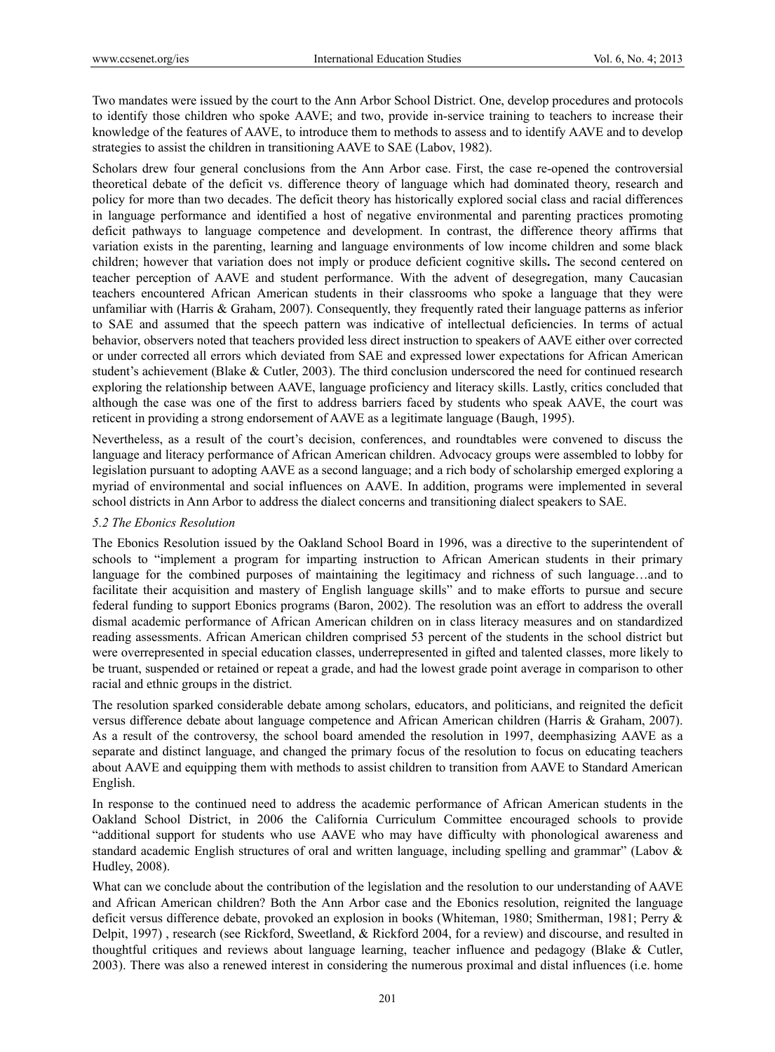Two mandates were issued by the court to the Ann Arbor School District. One, develop procedures and protocols to identify those children who spoke AAVE; and two, provide in-service training to teachers to increase their knowledge of the features of AAVE, to introduce them to methods to assess and to identify AAVE and to develop strategies to assist the children in transitioning AAVE to SAE (Labov, 1982).

Scholars drew four general conclusions from the Ann Arbor case. First, the case re-opened the controversial theoretical debate of the deficit vs. difference theory of language which had dominated theory, research and policy for more than two decades. The deficit theory has historically explored social class and racial differences in language performance and identified a host of negative environmental and parenting practices promoting deficit pathways to language competence and development. In contrast, the difference theory affirms that variation exists in the parenting, learning and language environments of low income children and some black children; however that variation does not imply or produce deficient cognitive skills**.** The second centered on teacher perception of AAVE and student performance. With the advent of desegregation, many Caucasian teachers encountered African American students in their classrooms who spoke a language that they were unfamiliar with (Harris & Graham, 2007). Consequently, they frequently rated their language patterns as inferior to SAE and assumed that the speech pattern was indicative of intellectual deficiencies. In terms of actual behavior, observers noted that teachers provided less direct instruction to speakers of AAVE either over corrected or under corrected all errors which deviated from SAE and expressed lower expectations for African American student's achievement (Blake & Cutler, 2003). The third conclusion underscored the need for continued research exploring the relationship between AAVE, language proficiency and literacy skills. Lastly, critics concluded that although the case was one of the first to address barriers faced by students who speak AAVE, the court was reticent in providing a strong endorsement of AAVE as a legitimate language (Baugh, 1995).

Nevertheless, as a result of the court's decision, conferences, and roundtables were convened to discuss the language and literacy performance of African American children. Advocacy groups were assembled to lobby for legislation pursuant to adopting AAVE as a second language; and a rich body of scholarship emerged exploring a myriad of environmental and social influences on AAVE. In addition, programs were implemented in several school districts in Ann Arbor to address the dialect concerns and transitioning dialect speakers to SAE.

### *5.2 The Ebonics Resolution*

The Ebonics Resolution issued by the Oakland School Board in 1996, was a directive to the superintendent of schools to "implement a program for imparting instruction to African American students in their primary language for the combined purposes of maintaining the legitimacy and richness of such language…and to facilitate their acquisition and mastery of English language skills" and to make efforts to pursue and secure federal funding to support Ebonics programs (Baron, 2002). The resolution was an effort to address the overall dismal academic performance of African American children on in class literacy measures and on standardized reading assessments. African American children comprised 53 percent of the students in the school district but were overrepresented in special education classes, underrepresented in gifted and talented classes, more likely to be truant, suspended or retained or repeat a grade, and had the lowest grade point average in comparison to other racial and ethnic groups in the district.

The resolution sparked considerable debate among scholars, educators, and politicians, and reignited the deficit versus difference debate about language competence and African American children (Harris & Graham, 2007). As a result of the controversy, the school board amended the resolution in 1997, deemphasizing AAVE as a separate and distinct language, and changed the primary focus of the resolution to focus on educating teachers about AAVE and equipping them with methods to assist children to transition from AAVE to Standard American English.

In response to the continued need to address the academic performance of African American students in the Oakland School District, in 2006 the California Curriculum Committee encouraged schools to provide "additional support for students who use AAVE who may have difficulty with phonological awareness and standard academic English structures of oral and written language, including spelling and grammar" (Labov & Hudley, 2008).

What can we conclude about the contribution of the legislation and the resolution to our understanding of AAVE and African American children? Both the Ann Arbor case and the Ebonics resolution, reignited the language deficit versus difference debate, provoked an explosion in books (Whiteman, 1980; Smitherman, 1981; Perry & Delpit, 1997) , research (see Rickford, Sweetland, & Rickford 2004, for a review) and discourse, and resulted in thoughtful critiques and reviews about language learning, teacher influence and pedagogy (Blake & Cutler, 2003). There was also a renewed interest in considering the numerous proximal and distal influences (i.e. home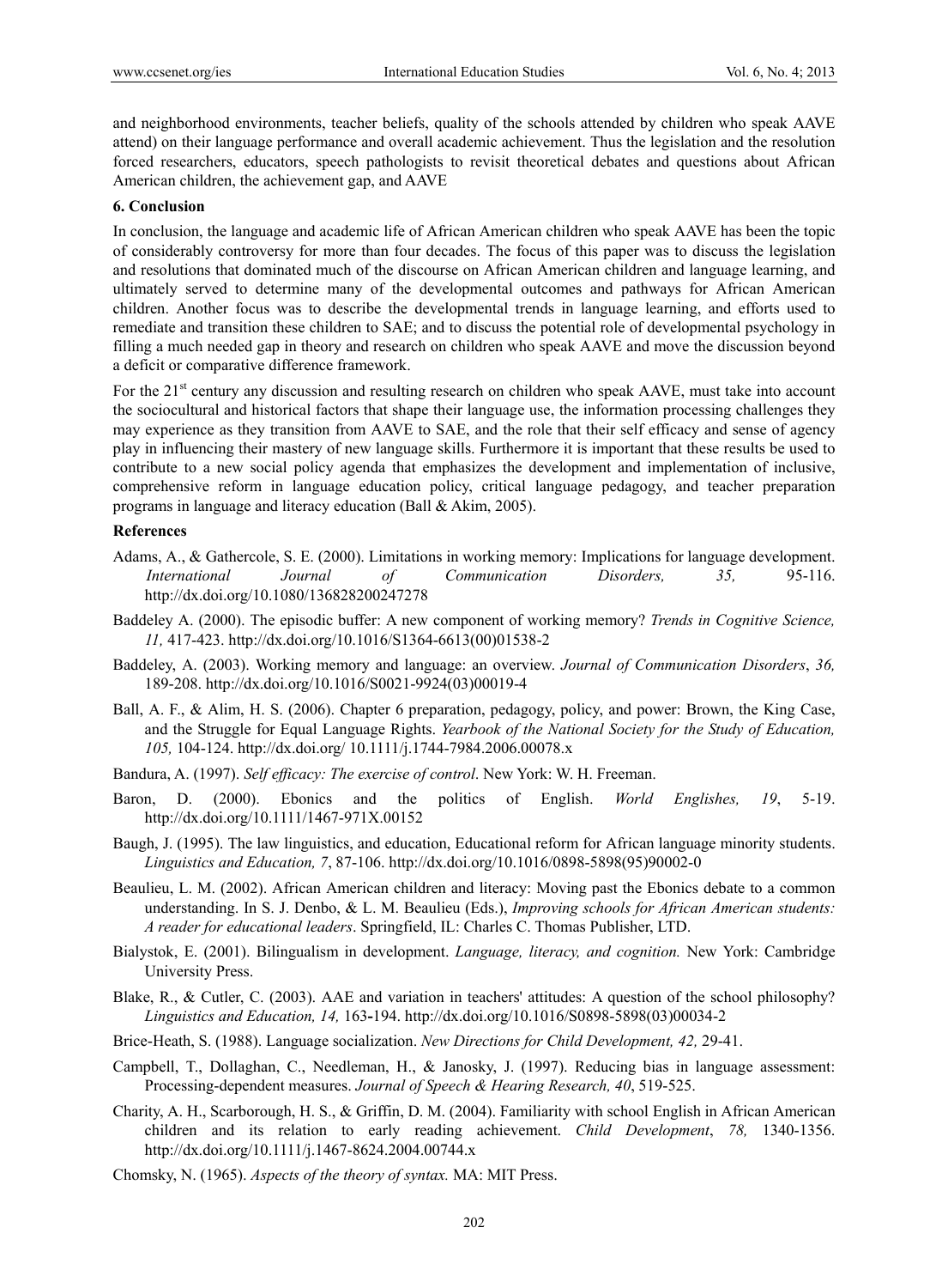and neighborhood environments, teacher beliefs, quality of the schools attended by children who speak AAVE attend) on their language performance and overall academic achievement. Thus the legislation and the resolution forced researchers, educators, speech pathologists to revisit theoretical debates and questions about African American children, the achievement gap, and AAVE

### 6. Conclusion

In conclusion, the language and academic life of African American children who speak AAVE has been the topic of considerably controversy for more than four decades. The focus of this paper was to discuss the legislation and resolutions that dominated much of the discourse on African American children and language learning, and ultimately served to determine many of the developmental outcomes and pathways for African American children. Another focus was to describe the developmental trends in language learning, and efforts used to remediate and transition these children to SAE; and to discuss the potential role of developmental psychology in filling a much needed gap in theory and research on children who speak AAVE and move the discussion beyond a deficit or comparative difference framework.

For the 21st century any discussion and resulting research on children who speak AAVE, must take into account the sociocultural and historical factors that shape their language use, the information processing challenges they may experience as they transition from AAVE to SAE, and the role that their self efficacy and sense of agency play in influencing their mastery of new language skills. Furthermore it is important that these results be used to contribute to a new social policy agenda that emphasizes the development and implementation of inclusive, comprehensive reform in language education policy, critical language pedagogy, and teacher preparation programs in language and literacy education (Ball & Akim, 2005).

### References

Adams, A., & Gathercole, S. E. (2000). Limitations in working memory: Implications for language development. *International Journal of Communication Disorders, 35,* 95-116. http://dx.doi.org/10.1080/136828200247278

Baddeley A. (2000). The episodic buffer: A new component of working memory? *Trends in Cognitive Science, 11,* 417-423. http://dx.doi.org/10.1016/S1364-6613(00)01538-2

Baddeley, A. (2003). Working memory and language: an overview. *Journal of Communication Disorders*, *36,* 189-208. http://dx.doi.org/10.1016/S0021-9924(03)00019-4

Ball, A. F., & Alim, H. S. (2006). Chapter 6 preparation, pedagogy, policy, and power: Brown, the King Case, and the Struggle for Equal Language Rights. *Yearbook of the National Society for the Study of Education, 105,* 104-124. http://dx.doi.org/ 10.1111/j.1744-7984.2006.00078.x

Bandura, A. (1997). *Self efficacy: The exercise of control*. New York: W. H. Freeman.

Baron, D. (2000). Ebonics and the politics of English. *World Englishes, 19*, 5-19. http://dx.doi.org/10.1111/1467-971X.00152

Baugh, J. (1995). The law linguistics, and education, Educational reform for African language minority students. *Linguistics and Education, 7*, 87-106. http://dx.doi.org/10.1016/0898-5898(95)90002-0

Beaulieu, L. M. (2002). African American children and literacy: Moving past the Ebonics debate to a common understanding. In S. J. Denbo, & L. M. Beaulieu (Eds.), *Improving schools for African American students: A reader for educational leaders*. Springfield, IL: Charles C. Thomas Publisher, LTD.

Bialystok, E. (2001). Bilingualism in development. *Language, literacy, and cognition.* New York: Cambridge University Press.

Blake, R., & Cutler, C. (2003). AAE and variation in teachers' attitudes: A question of the school philosophy? *Linguistics and Education, 14,* 163-194. http://dx.doi.org/10.1016/S0898-5898(03)00034-2

Brice-Heath, S. (1988). Language socialization. *New Directions for Child Development, 42,* 29-41.

Campbell, T., Dollaghan, C., Needleman, H., & Janosky, J. (1997). Reducing bias in language assessment: Processing-dependent measures. *Journal of Speech & Hearing Research, 40*, 519-525.

Charity, A. H., Scarborough, H. S., & Griffin, D. M. (2004). Familiarity with school English in African American children and its relation to early reading achievement. *Child Development*, *78,* 1340-1356. http://dx.doi.org/10.1111/j.1467-8624.2004.00744.x

Chomsky, N. (1965). *Aspects of the theory of syntax.* MA: MIT Press.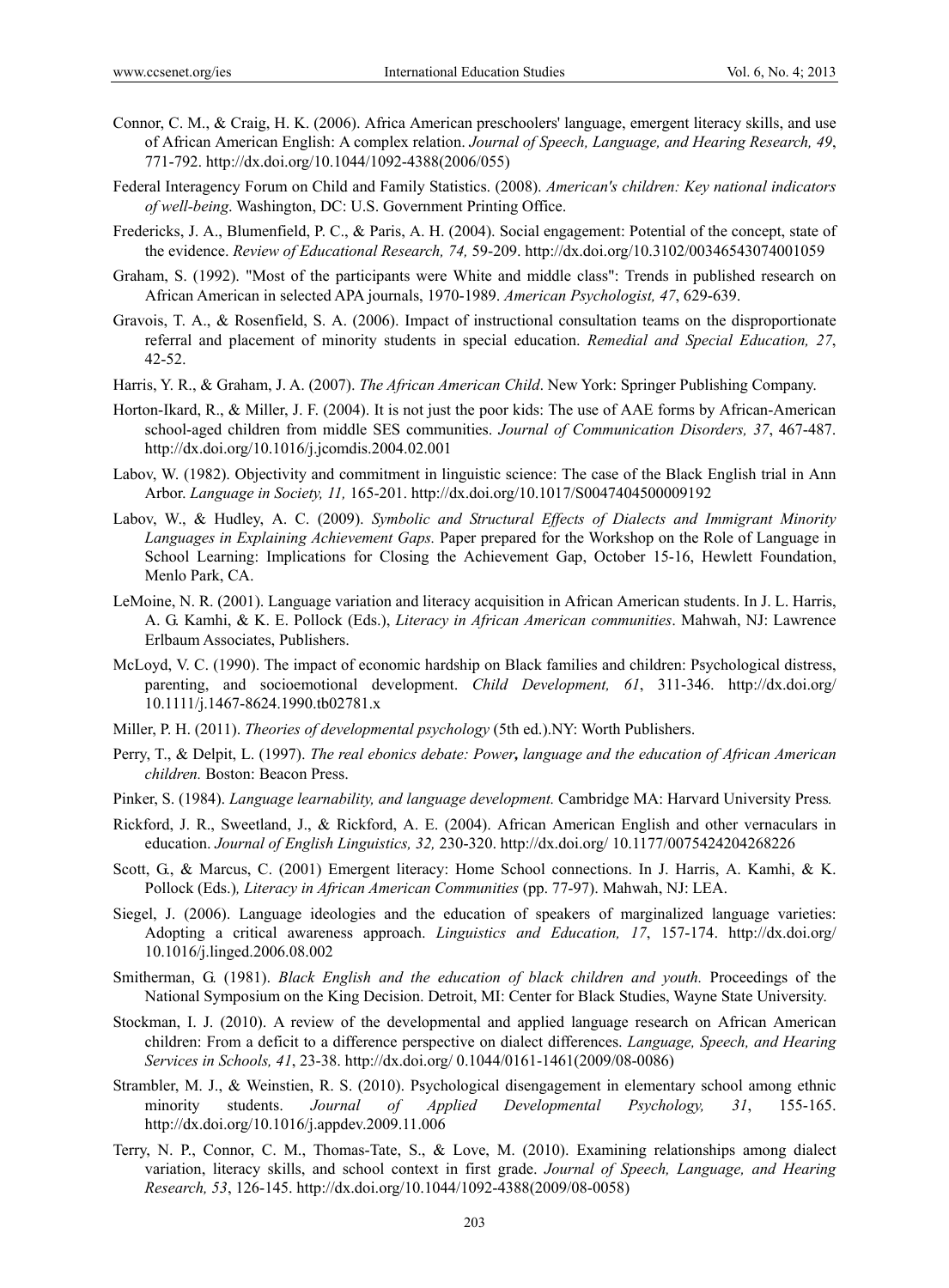Connor, C. M., & Craig, H. K. (2006). Africa American preschoolers' language, emergent literacy skills, and use of African American English: A complex relation. *Journal of Speech, Language, and Hearing Research, 49*, 771-792. http://dx.doi.org/10.1044/1092-4388(2006/055)

Federal Interagency Forum on Child and Family Statistics. (2008). *American's children: Key national indicators of well-being*. Washington, DC: U.S. Government Printing Office.

Fredericks, J. A., Blumenfield, P. C., & Paris, A. H. (2004). Social engagement: Potential of the concept, state of the evidence. *Review of Educational Research, 74,* 59-209. http://dx.doi.org/10.3102/00346543074001059

Graham, S. (1992). "Most of the participants were White and middle class": Trends in published research on African American in selected APA journals, 1970-1989. *American Psychologist, 47*, 629-639.

Gravois, T. A., & Rosenfield, S. A. (2006). Impact of instructional consultation teams on the disproportionate referral and placement of minority students in special education. *Remedial and Special Education, 27*, 42-52.

Harris, Y. R., & Graham, J. A. (2007). *The African American Child*. New York: Springer Publishing Company.

Horton-Ikard, R., & Miller, J. F. (2004). It is not just the poor kids: The use of AAE forms by African-American school-aged children from middle SES communities. *Journal of Communication Disorders, 37*, 467-487. http://dx.doi.org/10.1016/j.jcomdis.2004.02.001

Labov, W. (1982). Objectivity and commitment in linguistic science: The case of the Black English trial in Ann Arbor. *Language in Society, 11,* 165-201. http://dx.doi.org/10.1017/S0047404500009192

Labov, W., & Hudley, A. C. (2009). *Symbolic and Structural Effects of Dialects and Immigrant Minority Languages in Explaining Achievement Gaps.* Paper prepared for the Workshop on the Role of Language in School Learning: Implications for Closing the Achievement Gap, October 15-16, Hewlett Foundation, Menlo Park, CA.

LeMoine, N. R. (2001). Language variation and literacy acquisition in African American students. In J. L. Harris, A. G. Kamhi, & K. E. Pollock (Eds.), *Literacy in African American communities*. Mahwah, NJ: Lawrence Erlbaum Associates, Publishers.

McLoyd, V. C. (1990). The impact of economic hardship on Black families and children: Psychological distress, parenting, and socioemotional development. *Child Development, 61*, 311-346. http://dx.doi.org/ 10.1111/j.1467-8624.1990.tb02781.x

Miller, P. H. (2011). *Theories of developmental psychology* (5th ed.).NY: Worth Publishers.

Perry, T., & Delpit, L. (1997). *The real ebonics debate: Power, language and the education of African American children.* Boston: Beacon Press.

Pinker, S. (1984). *Language learnability, and language development.* Cambridge MA: Harvard University Press*.*

Rickford, J. R., Sweetland, J., & Rickford, A. E. (2004). African American English and other vernaculars in education. *Journal of English Linguistics, 32,* 230-320. http://dx.doi.org/ 10.1177/0075424204268226

Scott, G., & Marcus, C. (2001) Emergent literacy: Home School connections. In J. Harris, A. Kamhi, & K. Pollock (Eds.)*, Literacy in African American Communities* (pp. 77-97). Mahwah, NJ: LEA.

Siegel, J. (2006). Language ideologies and the education of speakers of marginalized language varieties: Adopting a critical awareness approach. *Linguistics and Education, 17*, 157-174. http://dx.doi.org/ 10.1016/j.linged.2006.08.002

Smitherman, G. (1981). *Black English and the education of black children and youth.* Proceedings of the National Symposium on the King Decision. Detroit, MI: Center for Black Studies, Wayne State University.

Stockman, I. J. (2010). A review of the developmental and applied language research on African American children: From a deficit to a difference perspective on dialect differences. *Language, Speech, and Hearing Services in Schools, 41*, 23-38. http://dx.doi.org/ 0.1044/0161-1461(2009/08-0086)

Strambler, M. J., & Weinstien, R. S. (2010). Psychological disengagement in elementary school among ethnic minority students. *Journal of Applied Developmental Psychology, 31*, 155-165. http://dx.doi.org/10.1016/j.appdev.2009.11.006

Terry, N. P., Connor, C. M., Thomas-Tate, S., & Love, M. (2010). Examining relationships among dialect variation, literacy skills, and school context in first grade. *Journal of Speech, Language, and Hearing Research, 53*, 126-145. http://dx.doi.org/10.1044/1092-4388(2009/08-0058)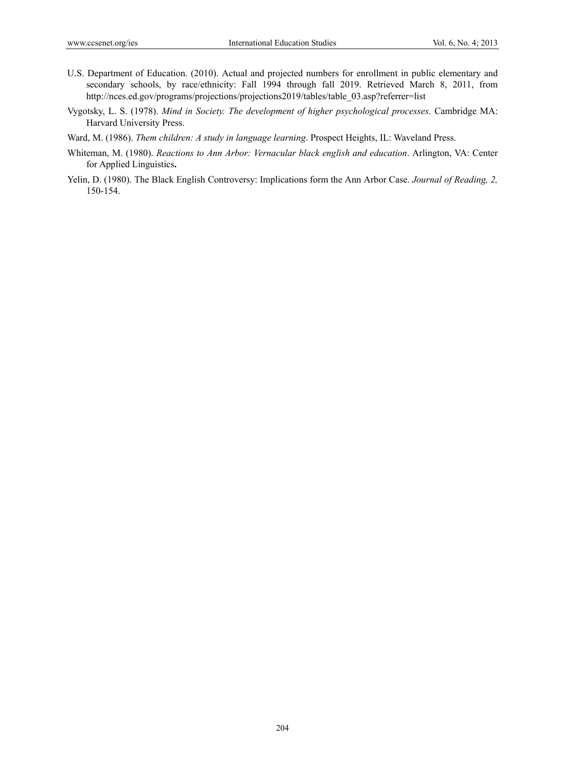U.S. Department of Education. (2010). Actual and projected numbers for enrollment in public elementary and secondary schools, by race/ethnicity: Fall 1994 through fall 2019. Retrieved March 8, 2011, from http://nces.ed.gov/programs/projections/projections2019/tables/table_03.asp?referrer=list

Vygotsky, L. S. (1978). *Mind in Society. The development of higher psychological processes.* Cambridge MA: Harvard University Press.

Ward, M. (1986). *Them children: A study in language learning*. Prospect Heights, IL: Waveland Press.

Whiteman, M. (1980). *Reactions to Ann Arbor: Vernacular black english and education*. Arlington, VA: Center for Applied Linguistics**.**

Yelin, D. (1980). The Black English Controversy: Implications form the Ann Arbor Case. *Journal of Reading, 2,* 150-154.